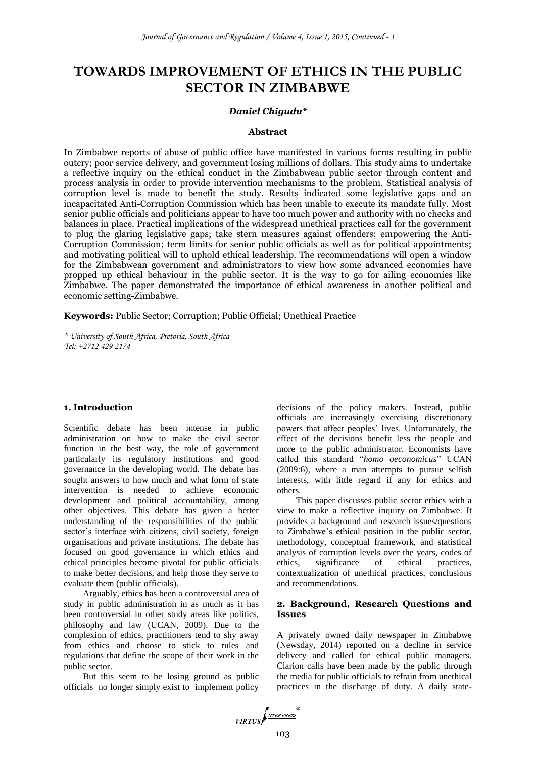# TOWARDS IMPROVEMENT OF ETHICS IN THE PUBLIC SECTOR IN ZIMBABWE

*Daniel Chigudu\**

### Abstract

In Zimbabwe reports of abuse of public office have manifested in various forms resulting in public outcry; poor service delivery, and government losing millions of dollars. This study aims to undertake a reflective inquiry on the ethical conduct in the Zimbabwean public sector through content and process analysis in order to provide intervention mechanisms to the problem. Statistical analysis of corruption level is made to benefit the study. Results indicated some legislative gaps and an incapacitated Anti-Corruption Commission which has been unable to execute its mandate fully. Most senior public officials and politicians appear to have too much power and authority with no checks and balances in place. Practical implications of the widespread unethical practices call for the government to plug the glaring legislative gaps; take stern measures against offenders; empowering the Anti-Corruption Commission; term limits for senior public officials as well as for political appointments; and motivating political will to uphold ethical leadership. The recommendations will open a window for the Zimbabwean government and administrators to view how some advanced economies have propped up ethical behaviour in the public sector. It is the way to go for ailing economies like Zimbabwe. The paper demonstrated the importance of ethical awareness in another political and economic setting-Zimbabwe.

**Keywords:** Public Sector; Corruption; Public Official; Unethical Practice

*\* University of South Africa, Pretoria, South Africa*
*Tel: +2712 429 2174*

## 1. Introduction

Scientific debate has been intense in public administration on how to make the civil sector function in the best way, the role of government particularly its regulatory institutions and good governance in the developing world. The debate has sought answers to how much and what form of state intervention is needed to achieve economic development and political accountability, among other objectives. This debate has given a better understanding of the responsibilities of the public sector's interface with citizens, civil society, foreign organisations and private institutions. The debate has focused on good governance in which ethics and ethical principles become pivotal for public officials to make better decisions, and help those they serve to evaluate them (public officials).

Arguably, ethics has been a controversial area of study in public administration in as much as it has been controversial in other study areas like politics, philosophy and law (UCAN, 2009). Due to the complexion of ethics, practitioners tend to shy away from ethics and choose to stick to rules and regulations that define the scope of their work in the public sector.

But this seem to be losing ground as public officials no longer simply exist to implement policy decisions of the policy makers. Instead, public officials are increasingly exercising discretionary powers that affect peoples' lives. Unfortunately, the effect of the decisions benefit less the people and more to the public administrator. Economists have called this standard "*homo oeconomicus*" UCAN (2009:6), where a man attempts to pursue selfish interests, with little regard if any for ethics and others.

This paper discusses public sector ethics with a view to make a reflective inquiry on Zimbabwe. It provides a background and research issues/questions to Zimbabwe's ethical position in the public sector, methodology, conceptual framework, and statistical analysis of corruption levels over the years, codes of ethics, significance of ethical practices, contextualization of unethical practices, conclusions and recommendations.

## 2. Background, Research Questions and Issues

A privately owned daily newspaper in Zimbabwe (Newsday, 2014) reported on a decline in service delivery and called for ethical public managers. Clarion calls have been made by the public through the media for public officials to refrain from unethical practices in the discharge of duty. A daily state-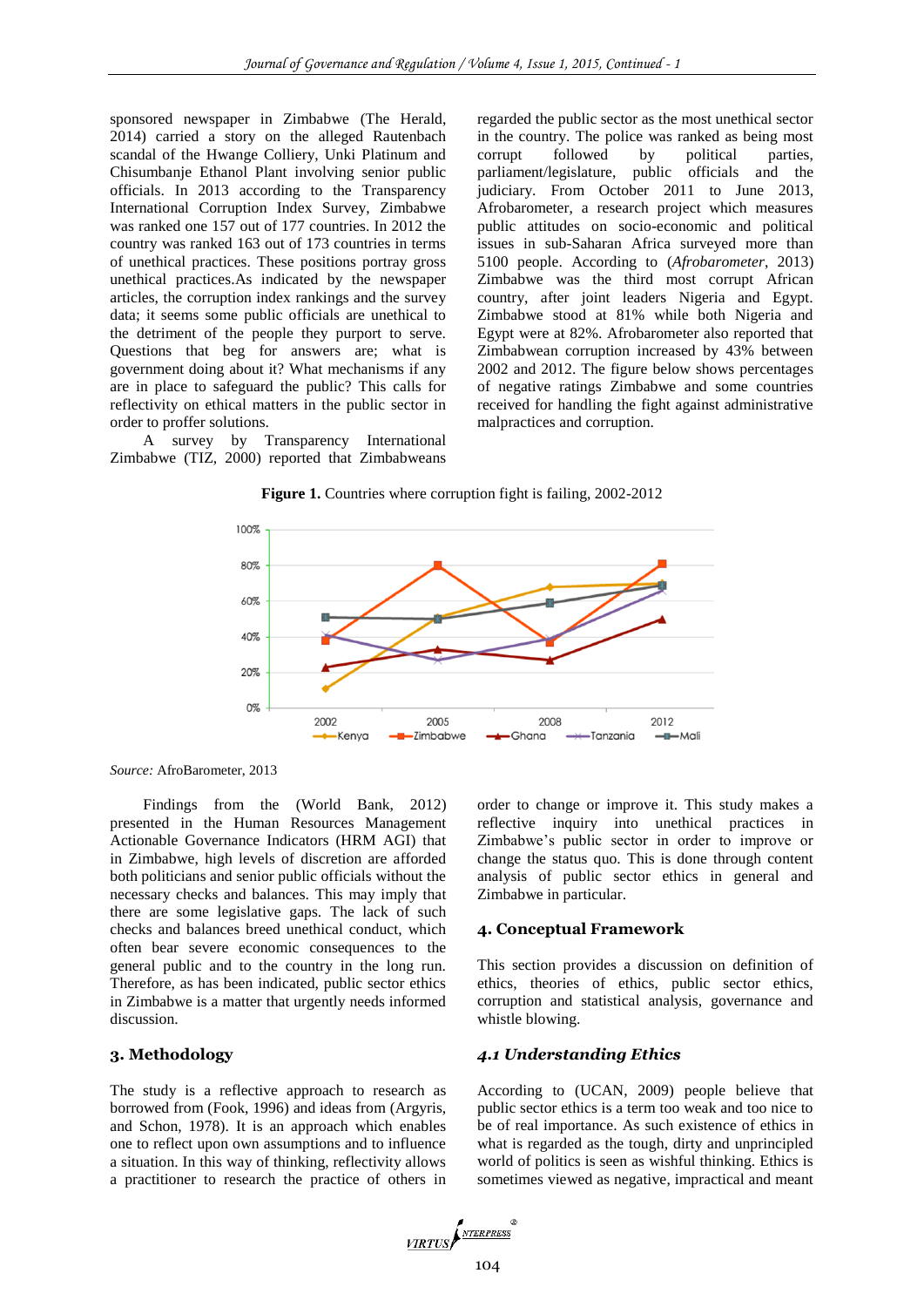sponsored newspaper in Zimbabwe (The Herald, 2014) carried a story on the alleged Rautenbach scandal of the Hwange Colliery, Unki Platinum and Chisumbanje Ethanol Plant involving senior public officials. In 2013 according to the Transparency International Corruption Index Survey, Zimbabwe was ranked one 157 out of 177 countries. In 2012 the country was ranked 163 out of 173 countries in terms of unethical practices. These positions portray gross unethical practices.As indicated by the newspaper articles, the corruption index rankings and the survey data; it seems some public officials are unethical to the detriment of the people they purport to serve. Questions that beg for answers are; what is government doing about it? What mechanisms if any are in place to safeguard the public? This calls for reflectivity on ethical matters in the public sector in order to proffer solutions.

A survey by Transparency International Zimbabwe (TIZ, 2000) reported that Zimbabweans regarded the public sector as the most unethical sector in the country. The police was ranked as being most corrupt followed by political parties, parliament/legislature, public officials and the judiciary. From October 2011 to June 2013, Afrobarometer, a research project which measures public attitudes on socio-economic and political issues in sub-Saharan Africa surveyed more than 5100 people. According to (*Afrobarometer*, 2013) Zimbabwe was the third most corrupt African country, after joint leaders Nigeria and Egypt. Zimbabwe stood at 81% while both Nigeria and Egypt were at 82%. Afrobarometer also reported that Zimbabwean corruption increased by 43% between 2002 and 2012. The figure below shows percentages of negative ratings Zimbabwe and some countries received for handling the fight against administrative malpractices and corruption.

**Figure 1.** Countries where corruption fight is failing, 2002-2012

*Source:* AfroBarometer, 2013

Findings from the (World Bank, 2012) presented in the Human Resources Management Actionable Governance Indicators (HRM AGI) that in Zimbabwe, high levels of discretion are afforded both politicians and senior public officials without the necessary checks and balances. This may imply that there are some legislative gaps. The lack of such checks and balances breed unethical conduct, which often bear severe economic consequences to the general public and to the country in the long run. Therefore, as has been indicated, public sector ethics in Zimbabwe is a matter that urgently needs informed discussion.

## 3. Methodology

The study is a reflective approach to research as borrowed from (Fook, 1996) and ideas from (Argyris, and Schon, 1978). It is an approach which enables one to reflect upon own assumptions and to influence a situation. In this way of thinking, reflectivity allows a practitioner to research the practice of others in order to change or improve it. This study makes a reflective inquiry into unethical practices in Zimbabwe's public sector in order to improve or change the status quo. This is done through content analysis of public sector ethics in general and Zimbabwe in particular.

## 4. Conceptual Framework

This section provides a discussion on definition of ethics, theories of ethics, public sector ethics, corruption and statistical analysis, governance and whistle blowing.

### *4.1 Understanding Ethics*

According to (UCAN, 2009) people believe that public sector ethics is a term too weak and too nice to be of real importance. As such existence of ethics in what is regarded as the tough, dirty and unprincipled world of politics is seen as wishful thinking. Ethics is sometimes viewed as negative, impractical and meant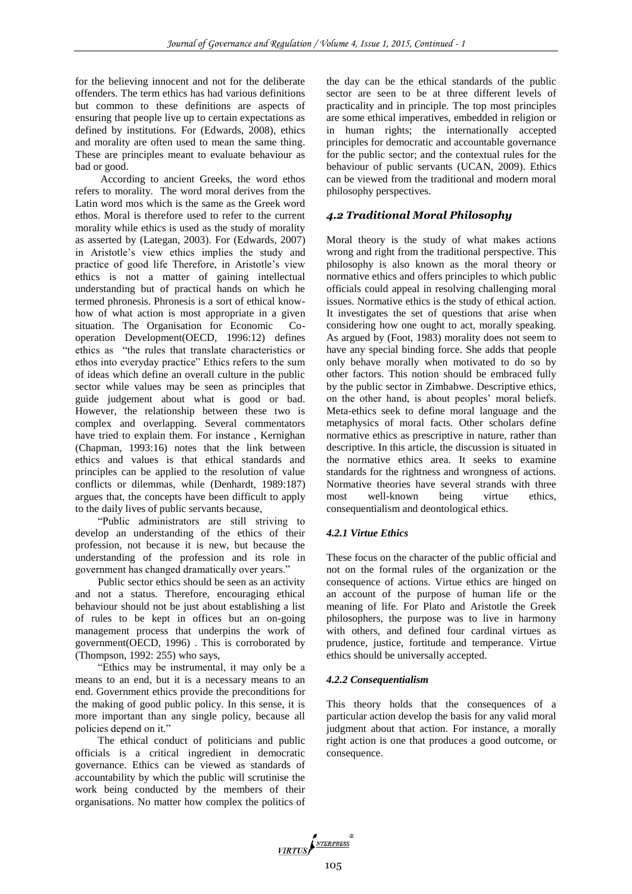for the believing innocent and not for the deliberate offenders. The term ethics has had various definitions but common to these definitions are aspects of ensuring that people live up to certain expectations as defined by institutions. For (Edwards, 2008), ethics and morality are often used to mean the same thing. These are principles meant to evaluate behaviour as bad or good.

According to ancient Greeks, the word ethos refers to morality. The word moral derives from the Latin word mos which is the same as the Greek word ethos. Moral is therefore used to refer to the current morality while ethics is used as the study of morality as asserted by (Lategan, 2003). For (Edwards, 2007) in Aristotle's view ethics implies the study and practice of good life Therefore, in Aristotle's view ethics is not a matter of gaining intellectual understanding but of practical hands on which he termed phronesis. Phronesis is a sort of ethical know-how of what action is most appropriate in a given situation. The Organisation for Economic Co-operation Development(OECD, 1996:12) defines ethics as "the rules that translate characteristics or ethos into everyday practice" Ethics refers to the sum of ideas which define an overall culture in the public sector while values may be seen as principles that guide judgement about what is good or bad. However, the relationship between these two is complex and overlapping. Several commentators have tried to explain them. For instance , Kernighan (Chapman, 1993:16) notes that the link between ethics and values is that ethical standards and principles can be applied to the resolution of value conflicts or dilemmas, while (Denhardt, 1989:187) argues that, the concepts have been difficult to apply to the daily lives of public servants because,

"Public administrators are still striving to develop an understanding of the ethics of their profession, not because it is new, but because the understanding of the profession and its role in government has changed dramatically over years."

Public sector ethics should be seen as an activity and not a status. Therefore, encouraging ethical behaviour should not be just about establishing a list of rules to be kept in offices but an on-going management process that underpins the work of government(OECD, 1996) . This is corroborated by (Thompson, 1992: 255) who says,

"Ethics may be instrumental, it may only be a means to an end, but it is a necessary means to an end. Government ethics provide the preconditions for the making of good public policy. In this sense, it is more important than any single policy, because all policies depend on it."

The ethical conduct of politicians and public officials is a critical ingredient in democratic governance. Ethics can be viewed as standards of accountability by which the public will scrutinise the work being conducted by the members of their organisations. No matter how complex the politics of the day can be the ethical standards of the public sector are seen to be at three different levels of practicality and in principle. The top most principles are some ethical imperatives, embedded in religion or in human rights; the internationally accepted principles for democratic and accountable governance for the public sector; and the contextual rules for the behaviour of public servants (UCAN, 2009). Ethics can be viewed from the traditional and modern moral philosophy perspectives.

## *4.2 Traditional Moral Philosophy*

Moral theory is the study of what makes actions wrong and right from the traditional perspective. This philosophy is also known as the moral theory or normative ethics and offers principles to which public officials could appeal in resolving challenging moral issues. Normative ethics is the study of ethical action. It investigates the set of questions that arise when considering how one ought to act, morally speaking. As argued by (Foot, 1983) morality does not seem to have any special binding force. She adds that people only behave morally when motivated to do so by other factors. This notion should be embraced fully by the public sector in Zimbabwe. Descriptive ethics, on the other hand, is about peoples' moral beliefs. Meta-ethics seek to define moral language and the metaphysics of moral facts. Other scholars define normative ethics as prescriptive in nature, rather than descriptive. In this article, the discussion is situated in the normative ethics area. It seeks to examine standards for the rightness and wrongness of actions. Normative theories have several strands with three most well-known being virtue ethics, consequentialism and deontological ethics.

### *4.2.1 Virtue Ethics*

These focus on the character of the public official and not on the formal rules of the organization or the consequence of actions. Virtue ethics are hinged on an account of the purpose of human life or the meaning of life. For Plato and Aristotle the Greek philosophers, the purpose was to live in harmony with others, and defined four cardinal virtues as prudence, justice, fortitude and temperance. Virtue ethics should be universally accepted.

### *4.2.2 Consequentialism*

This theory holds that the consequences of a particular action develop the basis for any valid moral judgment about that action. For instance, a morally right action is one that produces a good outcome, or consequence.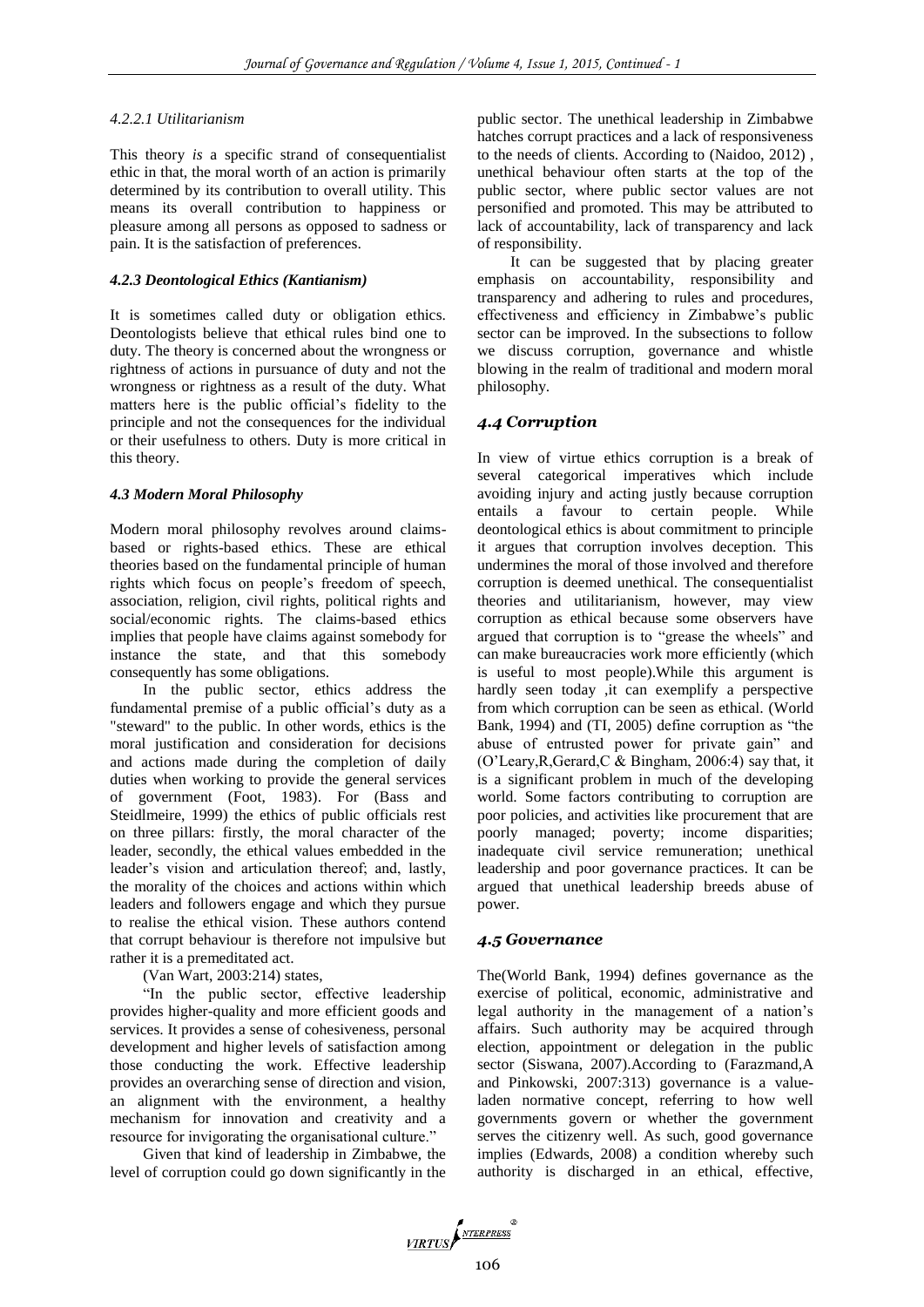#### 4.2.2.1 Utilitarianism

This theory *is* a specific strand of consequentialist ethic in that, the moral worth of an action is primarily determined by its contribution to overall utility. This means its overall contribution to happiness or pleasure among all persons as opposed to sadness or pain. It is the satisfaction of preferences.

#### 4.2.3 Deontological Ethics (Kantianism)

It is sometimes called duty or obligation ethics. Deontologists believe that ethical rules bind one to duty. The theory is concerned about the wrongness or rightness of actions in pursuance of duty and not the wrongness or rightness as a result of the duty. What matters here is the public official's fidelity to the principle and not the consequences for the individual or their usefulness to others. Duty is more critical in this theory.

### 4.3 Modern Moral Philosophy

Modern moral philosophy revolves around claims-based or rights-based ethics. These are ethical theories based on the fundamental principle of human rights which focus on people's freedom of speech, association, religion, civil rights, political rights and social/economic rights. The claims-based ethics implies that people have claims against somebody for instance the state, and that this somebody consequently has some obligations.

In the public sector, ethics address the fundamental premise of a public official's duty as a "steward" to the public. In other words, ethics is the moral justification and consideration for decisions and actions made during the completion of daily duties when working to provide the general services of government (Foot, 1983). For (Bass and Steidlmeire, 1999) the ethics of public officials rest on three pillars: firstly, the moral character of the leader, secondly, the ethical values embedded in the leader's vision and articulation thereof; and, lastly, the morality of the choices and actions within which leaders and followers engage and which they pursue to realise the ethical vision. These authors contend that corrupt behaviour is therefore not impulsive but rather it is a premeditated act.

(Van Wart, 2003:214) states,

"In the public sector, effective leadership provides higher-quality and more efficient goods and services. It provides a sense of cohesiveness, personal development and higher levels of satisfaction among those conducting the work. Effective leadership provides an overarching sense of direction and vision, an alignment with the environment, a healthy mechanism for innovation and creativity and a resource for invigorating the organisational culture."

Given that kind of leadership in Zimbabwe, the level of corruption could go down significantly in the public sector. The unethical leadership in Zimbabwe hatches corrupt practices and a lack of responsiveness to the needs of clients. According to (Naidoo, 2012) , unethical behaviour often starts at the top of the public sector, where public sector values are not personified and promoted. This may be attributed to lack of accountability, lack of transparency and lack of responsibility.

It can be suggested that by placing greater emphasis on accountability, responsibility and transparency and adhering to rules and procedures, effectiveness and efficiency in Zimbabwe's public sector can be improved. In the subsections to follow we discuss corruption, governance and whistle blowing in the realm of traditional and modern moral philosophy.

### 4.4 Corruption

In view of virtue ethics corruption is a break of several categorical imperatives which include avoiding injury and acting justly because corruption entails a favour to certain people. While deontological ethics is about commitment to principle it argues that corruption involves deception. This undermines the moral of those involved and therefore corruption is deemed unethical. The consequentialist theories and utilitarianism, however, may view corruption as ethical because some observers have argued that corruption is to "grease the wheels" and can make bureaucracies work more efficiently (which is useful to most people).While this argument is hardly seen today ,it can exemplify a perspective from which corruption can be seen as ethical. (World Bank, 1994) and (TI, 2005) define corruption as "the abuse of entrusted power for private gain" and (O'Leary,R,Gerard,C & Bingham, 2006:4) say that, it is a significant problem in much of the developing world. Some factors contributing to corruption are poor policies, and activities like procurement that are poorly managed; poverty; income disparities; inadequate civil service remuneration; unethical leadership and poor governance practices. It can be argued that unethical leadership breeds abuse of power.

### 4.5 Governance

The(World Bank, 1994) defines governance as the exercise of political, economic, administrative and legal authority in the management of a nation's affairs. Such authority may be acquired through election, appointment or delegation in the public sector (Siswana, 2007).According to (Farazmand,A and Pinkowski, 2007:313) governance is a value-laden normative concept, referring to how well governments govern or whether the government serves the citizenry well. As such, good governance implies (Edwards, 2008) a condition whereby such authority is discharged in an ethical, effective,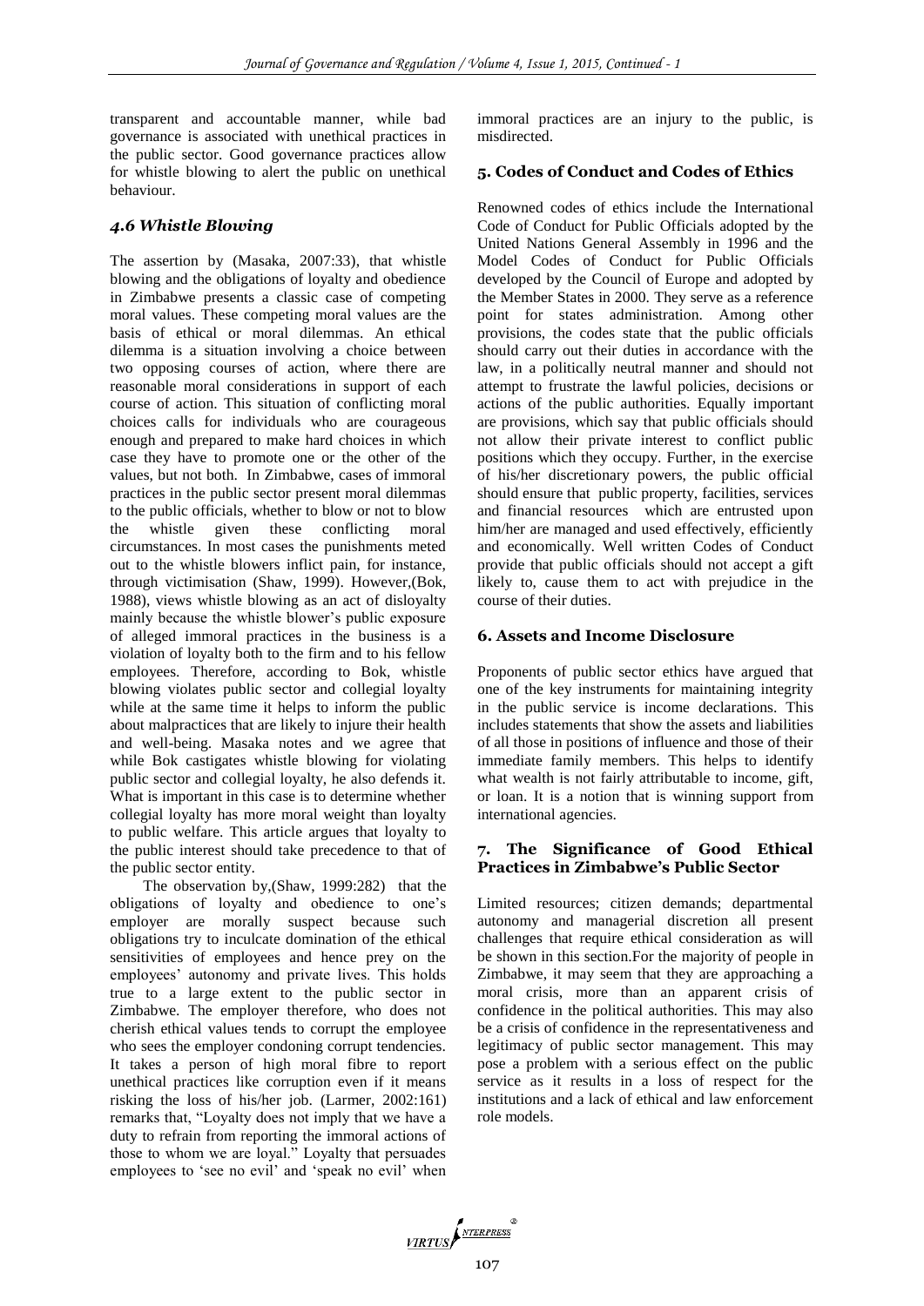transparent and accountable manner, while bad governance is associated with unethical practices in the public sector. Good governance practices allow for whistle blowing to alert the public on unethical behaviour.

### *4.6 Whistle Blowing*

The assertion by (Masaka, 2007:33), that whistle blowing and the obligations of loyalty and obedience in Zimbabwe presents a classic case of competing moral values. These competing moral values are the basis of ethical or moral dilemmas. An ethical dilemma is a situation involving a choice between two opposing courses of action, where there are reasonable moral considerations in support of each course of action. This situation of conflicting moral choices calls for individuals who are courageous enough and prepared to make hard choices in which case they have to promote one or the other of the values, but not both. In Zimbabwe, cases of immoral practices in the public sector present moral dilemmas to the public officials, whether to blow or not to blow the whistle given these conflicting moral circumstances. In most cases the punishments meted out to the whistle blowers inflict pain, for instance, through victimisation (Shaw, 1999). However,(Bok, 1988), views whistle blowing as an act of disloyalty mainly because the whistle blower's public exposure of alleged immoral practices in the business is a violation of loyalty both to the firm and to his fellow employees. Therefore, according to Bok, whistle blowing violates public sector and collegial loyalty while at the same time it helps to inform the public about malpractices that are likely to injure their health and well-being. Masaka notes and we agree that while Bok castigates whistle blowing for violating public sector and collegial loyalty, he also defends it. What is important in this case is to determine whether collegial loyalty has more moral weight than loyalty to public welfare. This article argues that loyalty to the public interest should take precedence to that of the public sector entity.

The observation by,(Shaw, 1999:282) that the obligations of loyalty and obedience to one's employer are morally suspect because such obligations try to inculcate domination of the ethical sensitivities of employees and hence prey on the employees' autonomy and private lives. This holds true to a large extent to the public sector in Zimbabwe. The employer therefore, who does not cherish ethical values tends to corrupt the employee who sees the employer condoning corrupt tendencies. It takes a person of high moral fibre to report unethical practices like corruption even if it means risking the loss of his/her job. (Larmer, 2002:161) remarks that, "Loyalty does not imply that we have a duty to refrain from reporting the immoral actions of those to whom we are loyal." Loyalty that persuades employees to 'see no evil' and 'speak no evil' when immoral practices are an injury to the public, is misdirected.

## 5. Codes of Conduct and Codes of Ethics

Renowned codes of ethics include the International Code of Conduct for Public Officials adopted by the United Nations General Assembly in 1996 and the Model Codes of Conduct for Public Officials developed by the Council of Europe and adopted by the Member States in 2000. They serve as a reference point for states administration. Among other provisions, the codes state that the public officials should carry out their duties in accordance with the law, in a politically neutral manner and should not attempt to frustrate the lawful policies, decisions or actions of the public authorities. Equally important are provisions, which say that public officials should not allow their private interest to conflict public positions which they occupy. Further, in the exercise of his/her discretionary powers, the public official should ensure that public property, facilities, services and financial resources which are entrusted upon him/her are managed and used effectively, efficiently and economically. Well written Codes of Conduct provide that public officials should not accept a gift likely to, cause them to act with prejudice in the course of their duties.

## 6. Assets and Income Disclosure

Proponents of public sector ethics have argued that one of the key instruments for maintaining integrity in the public service is income declarations. This includes statements that show the assets and liabilities of all those in positions of influence and those of their immediate family members. This helps to identify what wealth is not fairly attributable to income, gift, or loan. It is a notion that is winning support from international agencies.

## 7. The Significance of Good Ethical Practices in Zimbabwe's Public Sector

Limited resources; citizen demands; departmental autonomy and managerial discretion all present challenges that require ethical consideration as will be shown in this section.For the majority of people in Zimbabwe, it may seem that they are approaching a moral crisis, more than an apparent crisis of confidence in the political authorities. This may also be a crisis of confidence in the representativeness and legitimacy of public sector management. This may pose a problem with a serious effect on the public service as it results in a loss of respect for the institutions and a lack of ethical and law enforcement role models.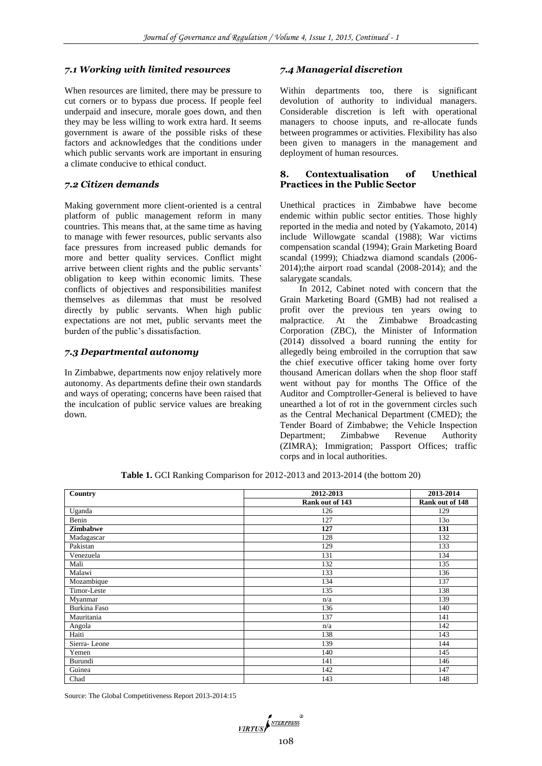### *7.1 Working with limited resources*

When resources are limited, there may be pressure to cut corners or to bypass due process. If people feel underpaid and insecure, morale goes down, and then they may be less willing to work extra hard. It seems government is aware of the possible risks of these factors and acknowledges that the conditions under which public servants work are important in ensuring a climate conducive to ethical conduct.

### *7.2 Citizen demands*

Making government more client-oriented is a central platform of public management reform in many countries. This means that, at the same time as having to manage with fewer resources, public servants also face pressures from increased public demands for more and better quality services. Conflict might arrive between client rights and the public servants' obligation to keep within economic limits. These conflicts of objectives and responsibilities manifest themselves as dilemmas that must be resolved directly by public servants. When high public expectations are not met, public servants meet the burden of the public's dissatisfaction.

### *7.3 Departmental autonomy*

In Zimbabwe, departments now enjoy relatively more autonomy. As departments define their own standards and ways of operating; concerns have been raised that the inculcation of public service values are breaking down.

### *7.4 Managerial discretion*

Within departments too, there is significant devolution of authority to individual managers. Considerable discretion is left with operational managers to choose inputs, and re-allocate funds between programmes or activities. Flexibility has also been given to managers in the management and deployment of human resources.

## 8. Contextualisation of Unethical Practices in the Public Sector

Unethical practices in Zimbabwe have become endemic within public sector entities. Those highly reported in the media and noted by (Yakamoto, 2014) include Willowgate scandal (1988); War victims compensation scandal (1994); Grain Marketing Board scandal (1999); Chiadzwa diamond scandals (2006-2014);the airport road scandal (2008-2014); and the salarygate scandals.

In 2012, Cabinet noted with concern that the Grain Marketing Board (GMB) had not realised a profit over the previous ten years owing to malpractice. At the Zimbabwe Broadcasting Corporation (ZBC), the Minister of Information (2014) dissolved a board running the entity for allegedly being embroiled in the corruption that saw the chief executive officer taking home over forty thousand American dollars when the shop floor staff went without pay for months The Office of the Auditor and Comptroller-General is believed to have unearthed a lot of rot in the government circles such as the Central Mechanical Department (CMED); the Tender Board of Zimbabwe; the Vehicle Inspection Department; Zimbabwe Revenue Authority (ZIMRA); Immigration; Passport Offices; traffic corps and in local authorities.

**Table 1.** GCI Ranking Comparison for 2012-2013 and 2013-2014 (the bottom 20)

| Country | 2012-2013 | 2013-2014 |
|---|---|---|
| | Rank out of 143 | Rank out of 148 |
| Uganda | 126 | 129 |
| Benin | 127 | 13o |
| **Zimbabwe** | **127** | **131** |
| Madagascar | 128 | 132 |
| Pakistan | 129 | 133 |
| Venezuela | 131 | 134 |
| Mali | 132 | 135 |
| Malawi | 133 | 136 |
| Mozambique | 134 | 137 |
| Timor-Leste | 135 | 138 |
| Myanmar | n/a | 139 |
| Burkina Faso | 136 | 140 |
| Mauritania | 137 | 141 |
| Angola | n/a | 142 |
| Haiti | 138 | 143 |
| Sierra- Leone | 139 | 144 |
| Yemen | 140 | 145 |
| Burundi | 141 | 146 |
| Guinea | 142 | 147 |
| Chad | 143 | 148 |

Source: The Global Competitiveness Report 2013-2014:15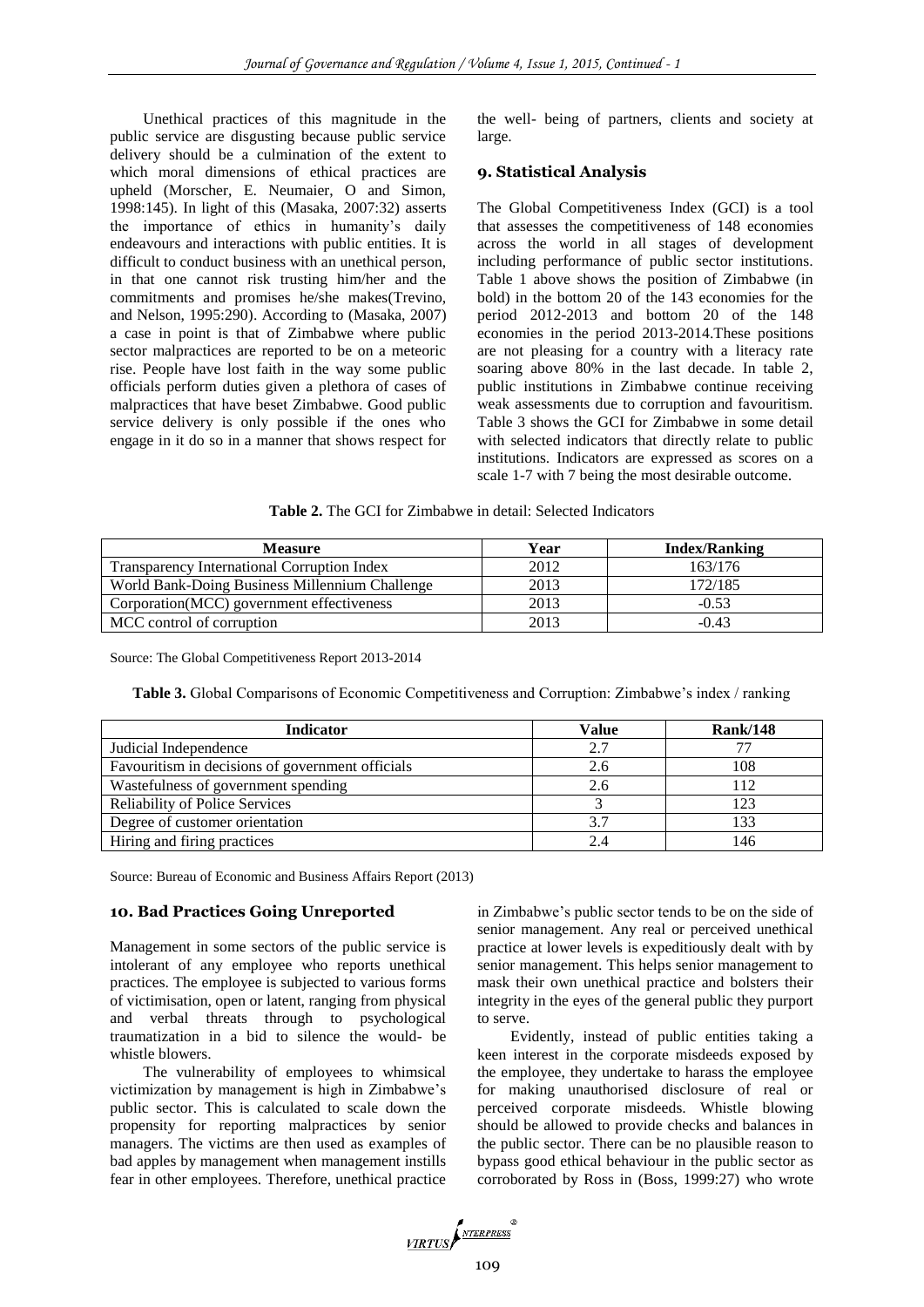Unethical practices of this magnitude in the public service are disgusting because public service delivery should be a culmination of the extent to which moral dimensions of ethical practices are upheld (Morscher, E. Neumaier, O and Simon, 1998:145). In light of this (Masaka, 2007:32) asserts the importance of ethics in humanity's daily endeavours and interactions with public entities. It is difficult to conduct business with an unethical person, in that one cannot risk trusting him/her and the commitments and promises he/she makes(Trevino, and Nelson, 1995:290). According to (Masaka, 2007) a case in point is that of Zimbabwe where public sector malpractices are reported to be on a meteoric rise. People have lost faith in the way some public officials perform duties given a plethora of cases of malpractices that have beset Zimbabwe. Good public service delivery is only possible if the ones who engage in it do so in a manner that shows respect for the well- being of partners, clients and society at large.

## 9. Statistical Analysis

The Global Competitiveness Index (GCI) is a tool that assesses the competitiveness of 148 economies across the world in all stages of development including performance of public sector institutions. Table 1 above shows the position of Zimbabwe (in bold) in the bottom 20 of the 143 economies for the period 2012-2013 and bottom 20 of the 148 economies in the period 2013-2014.These positions are not pleasing for a country with a literacy rate soaring above 80% in the last decade. In table 2, public institutions in Zimbabwe continue receiving weak assessments due to corruption and favouritism. Table 3 shows the GCI for Zimbabwe in some detail with selected indicators that directly relate to public institutions. Indicators are expressed as scores on a scale 1-7 with 7 being the most desirable outcome.

**Table 2.** The GCI for Zimbabwe in detail: Selected Indicators

| Measure | Year | Index/Ranking |
|---|---|---|
| Transparency International Corruption Index | 2012 | 163/176 |
| World Bank-Doing Business Millennium Challenge | 2013 | 172/185 |
| Corporation(MCC) government effectiveness | 2013 | -0.53 |
| MCC control of corruption | 2013 | -0.43 |

Source: The Global Competitiveness Report 2013-2014

**Table 3.** Global Comparisons of Economic Competitiveness and Corruption: Zimbabwe's index / ranking

| Indicator | Value | Rank/148 |
|---|---|---|
| Judicial Independence | 2.7 | 77 |
| Favouritism in decisions of government officials | 2.6 | 108 |
| Wastefulness of government spending | 2.6 | 112 |
| Reliability of Police Services | 3 | 123 |
| Degree of customer orientation | 3.7 | 133 |
| Hiring and firing practices | 2.4 | 146 |

Source: Bureau of Economic and Business Affairs Report (2013)

## 10. Bad Practices Going Unreported

Management in some sectors of the public service is intolerant of any employee who reports unethical practices. The employee is subjected to various forms of victimisation, open or latent, ranging from physical and verbal threats through to psychological traumatization in a bid to silence the would- be whistle blowers.

The vulnerability of employees to whimsical victimization by management is high in Zimbabwe's public sector. This is calculated to scale down the propensity for reporting malpractices by senior managers. The victims are then used as examples of bad apples by management when management instills fear in other employees. Therefore, unethical practice in Zimbabwe's public sector tends to be on the side of senior management. Any real or perceived unethical practice at lower levels is expeditiously dealt with by senior management. This helps senior management to mask their own unethical practice and bolsters their integrity in the eyes of the general public they purport to serve.

Evidently, instead of public entities taking a keen interest in the corporate misdeeds exposed by the employee, they undertake to harass the employee for making unauthorised disclosure of real or perceived corporate misdeeds. Whistle blowing should be allowed to provide checks and balances in the public sector. There can be no plausible reason to bypass good ethical behaviour in the public sector as corroborated by Ross in (Boss, 1999:27) who wrote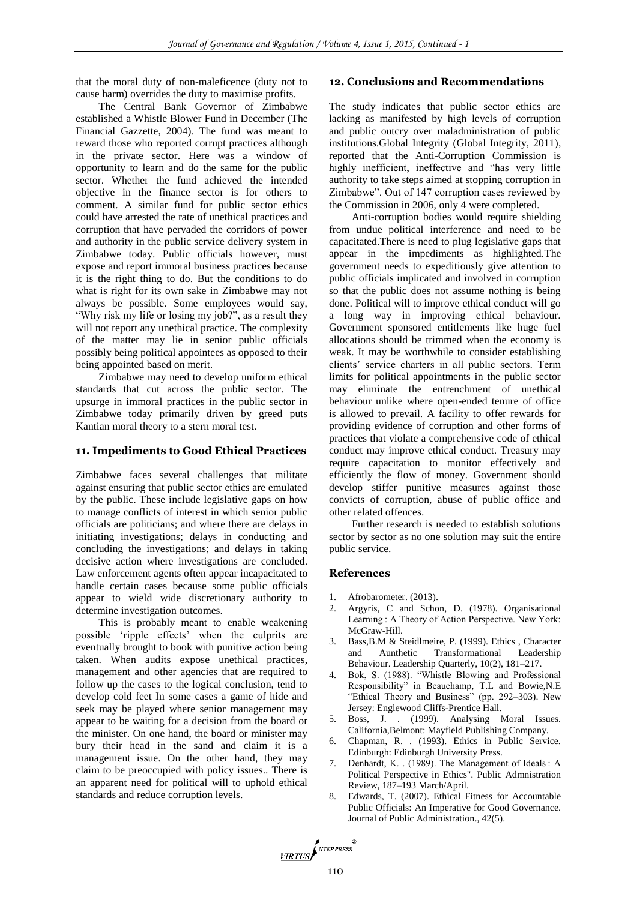that the moral duty of non-maleficence (duty not to cause harm) overrides the duty to maximise profits.

The Central Bank Governor of Zimbabwe established a Whistle Blower Fund in December (The Financial Gazzette, 2004). The fund was meant to reward those who reported corrupt practices although in the private sector. Here was a window of opportunity to learn and do the same for the public sector. Whether the fund achieved the intended objective in the finance sector is for others to comment. A similar fund for public sector ethics could have arrested the rate of unethical practices and corruption that have pervaded the corridors of power and authority in the public service delivery system in Zimbabwe today. Public officials however, must expose and report immoral business practices because it is the right thing to do. But the conditions to do what is right for its own sake in Zimbabwe may not always be possible. Some employees would say, "Why risk my life or losing my job?", as a result they will not report any unethical practice. The complexity of the matter may lie in senior public officials possibly being political appointees as opposed to their being appointed based on merit.

Zimbabwe may need to develop uniform ethical standards that cut across the public sector. The upsurge in immoral practices in the public sector in Zimbabwe today primarily driven by greed puts Kantian moral theory to a stern moral test.

## 11. Impediments to Good Ethical Practices

Zimbabwe faces several challenges that militate against ensuring that public sector ethics are emulated by the public. These include legislative gaps on how to manage conflicts of interest in which senior public officials are politicians; and where there are delays in initiating investigations; delays in conducting and concluding the investigations; and delays in taking decisive action where investigations are concluded. Law enforcement agents often appear incapacitated to handle certain cases because some public officials appear to wield wide discretionary authority to determine investigation outcomes.

This is probably meant to enable weakening possible 'ripple effects' when the culprits are eventually brought to book with punitive action being taken. When audits expose unethical practices, management and other agencies that are required to follow up the cases to the logical conclusion, tend to develop cold feet In some cases a game of hide and seek may be played where senior management may appear to be waiting for a decision from the board or the minister. On one hand, the board or minister may bury their head in the sand and claim it is a management issue. On the other hand, they may claim to be preoccupied with policy issues.. There is an apparent need for political will to uphold ethical standards and reduce corruption levels.

## 12. Conclusions and Recommendations

The study indicates that public sector ethics are lacking as manifested by high levels of corruption and public outcry over maladministration of public institutions.Global Integrity (Global Integrity, 2011), reported that the Anti-Corruption Commission is highly inefficient, ineffective and "has very little authority to take steps aimed at stopping corruption in Zimbabwe". Out of 147 corruption cases reviewed by the Commission in 2006, only 4 were completed.

Anti-corruption bodies would require shielding from undue political interference and need to be capacitated.There is need to plug legislative gaps that appear in the impediments as highlighted.The government needs to expeditiously give attention to public officials implicated and involved in corruption so that the public does not assume nothing is being done. Political will to improve ethical conduct will go a long way in improving ethical behaviour. Government sponsored entitlements like huge fuel allocations should be trimmed when the economy is weak. It may be worthwhile to consider establishing clients' service charters in all public sectors. Term limits for political appointments in the public sector may eliminate the entrenchment of unethical behaviour unlike where open-ended tenure of office is allowed to prevail. A facility to offer rewards for providing evidence of corruption and other forms of practices that violate a comprehensive code of ethical conduct may improve ethical conduct. Treasury may require capacitation to monitor effectively and efficiently the flow of money. Government should develop stiffer punitive measures against those convicts of corruption, abuse of public office and other related offences.

Further research is needed to establish solutions sector by sector as no one solution may suit the entire public service.

## References

1. Afrobarometer. (2013).
2. Argyris, C and Schon, D. (1978). Organisational Learning : A Theory of Action Perspective. New York: McGraw-Hill.
3. Bass,B.M & Steidlmeire, P. (1999). Ethics , Character and Aunthetic Transformational Leadership Behaviour. Leadership Quarterly, 10(2), 181–217.
4. Bok, S. (1988). "Whistle Blowing and Professional Responsibility" in Beauchamp, T.L and Bowie,N.E "Ethical Theory and Business" (pp. 292–303). New Jersey: Englewood Cliffs-Prentice Hall.
5. Boss, J. . (1999). Analysing Moral Issues. California,Belmont: Mayfield Publishing Company.
6. Chapman, R. . (1993). Ethics in Public Service. Edinburgh: Edinburgh University Press.
7. Denhardt, K. . (1989). The Management of Ideals : A Political Perspective in Ethics". Public Admnistration Review, 187–193 March/April.
8. Edwards, T. (2007). Ethical Fitness for Accountable Public Officials: An Imperative for Good Governance. Journal of Public Administration., 42(5).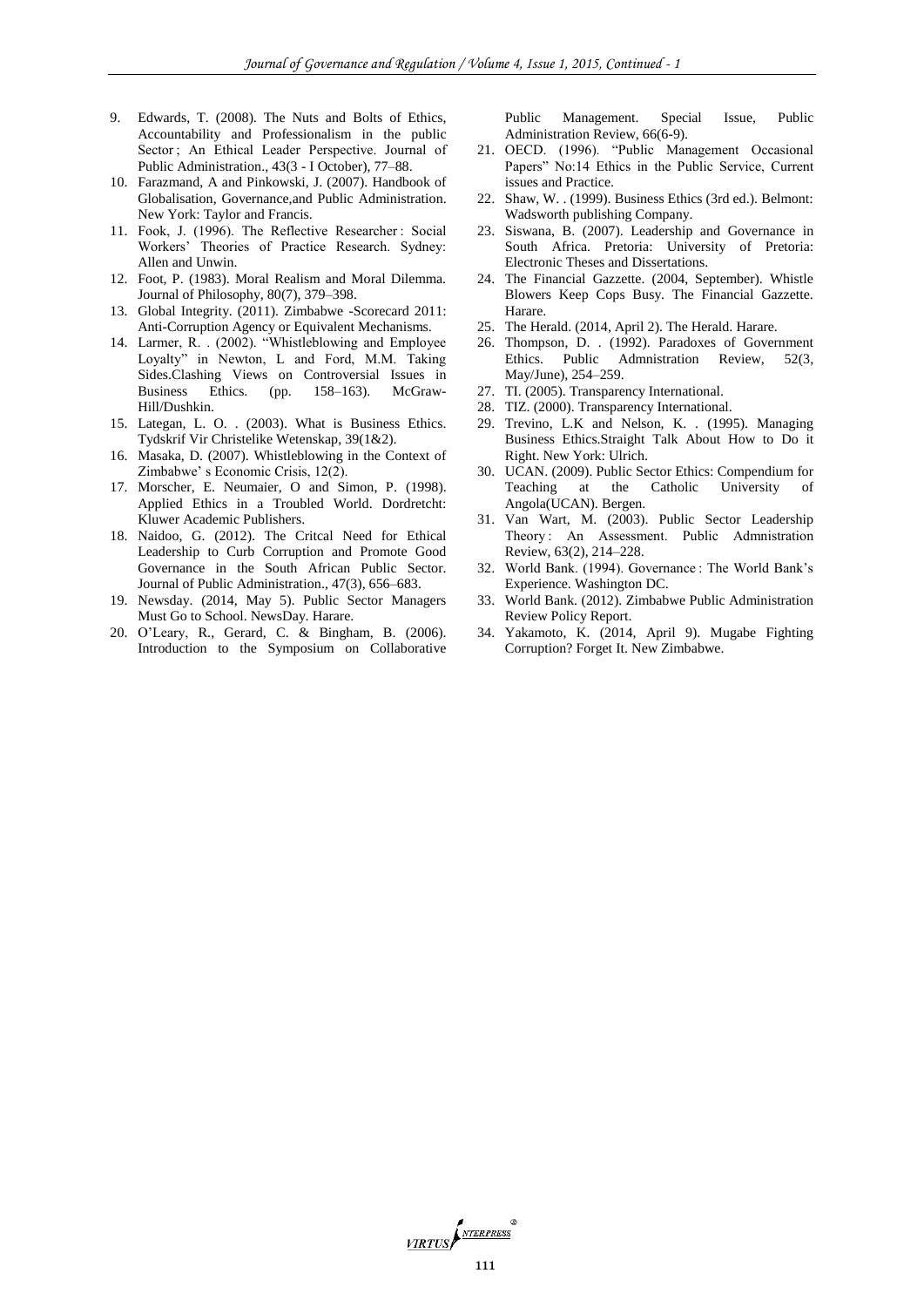9. Edwards, T. (2008). The Nuts and Bolts of Ethics, Accountability and Professionalism in the public Sector ; An Ethical Leader Perspective. Journal of Public Administration., 43(3 - I October), 77–88.
10. Farazmand, A and Pinkowski, J. (2007). Handbook of Globalisation, Governance,and Public Administration. New York: Taylor and Francis.
11. Fook, J. (1996). The Reflective Researcher : Social Workers' Theories of Practice Research. Sydney: Allen and Unwin.
12. Foot, P. (1983). Moral Realism and Moral Dilemma. Journal of Philosophy, 80(7), 379–398.
13. Global Integrity. (2011). Zimbabwe -Scorecard 2011: Anti-Corruption Agency or Equivalent Mechanisms.
14. Larmer, R. . (2002). "Whistleblowing and Employee Loyalty" in Newton, L and Ford, M.M. Taking Sides.Clashing Views on Controversial Issues in Business Ethics. (pp. 158–163). McGraw-Hill/Dushkin.
15. Lategan, L. O. . (2003). What is Business Ethics. Tydskrif Vir Christelike Wetenskap, 39(1&2).
16. Masaka, D. (2007). Whistleblowing in the Context of Zimbabwe' s Economic Crisis, 12(2).
17. Morscher, E. Neumaier, O and Simon, P. (1998). Applied Ethics in a Troubled World. Dordretcht: Kluwer Academic Publishers.
18. Naidoo, G. (2012). The Critcal Need for Ethical Leadership to Curb Corruption and Promote Good Governance in the South African Public Sector. Journal of Public Administration., 47(3), 656–683.
19. Newsday. (2014, May 5). Public Sector Managers Must Go to School. NewsDay. Harare.
20. O'Leary, R., Gerard, C. & Bingham, B. (2006). Introduction to the Symposium on Collaborative Public Management. Special Issue, Public Administration Review, 66(6-9).
21. OECD. (1996). "Public Management Occasional Papers" No:14 Ethics in the Public Service, Current issues and Practice.
22. Shaw, W. . (1999). Business Ethics (3rd ed.). Belmont: Wadsworth publishing Company.
23. Siswana, B. (2007). Leadership and Governance in South Africa. Pretoria: University of Pretoria: Electronic Theses and Dissertations.
24. The Financial Gazzette. (2004, September). Whistle Blowers Keep Cops Busy. The Financial Gazzette. Harare.
25. The Herald. (2014, April 2). The Herald. Harare.
26. Thompson, D. . (1992). Paradoxes of Government Ethics. Public Admnistration Review, 52(3, May/June), 254–259.
27. TI. (2005). Transparency International.
28. TIZ. (2000). Transparency International.
29. Trevino, L.K and Nelson, K. . (1995). Managing Business Ethics.Straight Talk About How to Do it Right. New York: Ulrich.
30. UCAN. (2009). Public Sector Ethics: Compendium for Teaching at the Catholic University of Angola(UCAN). Bergen.
31. Van Wart, M. (2003). Public Sector Leadership Theory : An Assessment. Public Admnistration Review, 63(2), 214–228.
32. World Bank. (1994). Governance : The World Bank's Experience. Washington DC.
33. World Bank. (2012). Zimbabwe Public Administration Review Policy Report.
34. Yakamoto, K. (2014, April 9). Mugabe Fighting Corruption? Forget It. New Zimbabwe.